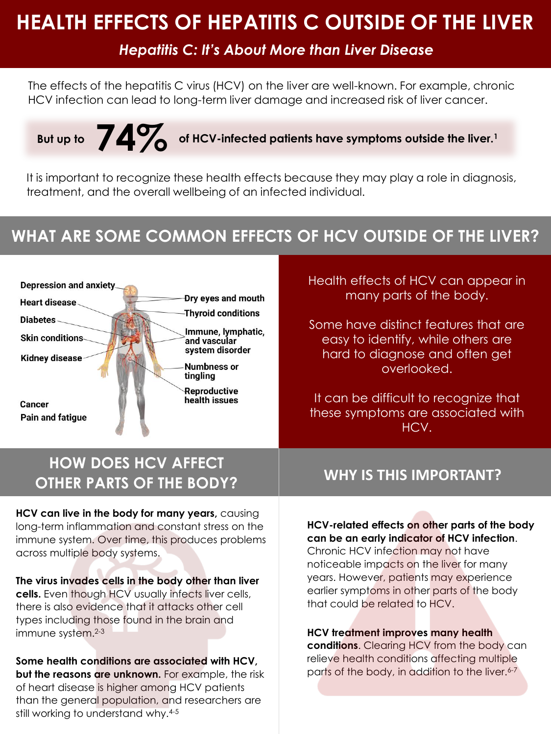# HEALTH EFFECTS OF HEPATITIS C OUTSIDE OF THE LIVER

*Hepatitis C: It's About More than Liver Disease*

The effects of the hepatitis C virus (HCV) on the liver are well-known. For example, chronic HCV infection can lead to long-term liver damage and increased risk of liver cancer.

**But up to 74% of HCV-infected patients have symptoms outside the liver.[1]**

It is important to recognize these health effects because they may play a role in diagnosis, treatment, and the overall wellbeing of an infected individual.

## WHAT ARE SOME COMMON EFFECTS OF HCV OUTSIDE OF THE LIVER?

- Depression and anxiety
- Heart disease
- Diabetes
- Skin conditions
- Kidney disease
- Cancer
- Pain and fatigue
- Dry eyes and mouth
- Thyroid conditions
- Immune, lymphatic, and vascular system disorder
- Numbness or tingling
- Reproductive health issues

Health effects of HCV can appear in many parts of the body.

Some have distinct features that are easy to identify, while others are hard to diagnose and often get overlooked.

It can be difficult to recognize that these symptoms are associated with HCV.

## HOW DOES HCV AFFECT OTHER PARTS OF THE BODY?

**HCV can live in the body for many years,** causing long-term inflammation and constant stress on the immune system. Over time, this produces problems across multiple body systems.

**The virus invades cells in the body other than liver cells.** Even though HCV usually infects liver cells, there is also evidence that it attacks other cell types including those found in the brain and immune system.[2-3]

**Some health conditions are associated with HCV, but the reasons are unknown.** For example, the risk of heart disease is higher among HCV patients than the general population, and researchers are still working to understand why.[4-5]

## WHY IS THIS IMPORTANT?

**HCV-related effects on other parts of the body can be an early indicator of HCV infection**. Chronic HCV infection may not have noticeable impacts on the liver for many years. However, patients may experience earlier symptoms in other parts of the body that could be related to HCV.

**HCV treatment improves many health conditions**. Clearing HCV from the body can relieve health conditions affecting multiple parts of the body, in addition to the liver.[6-7]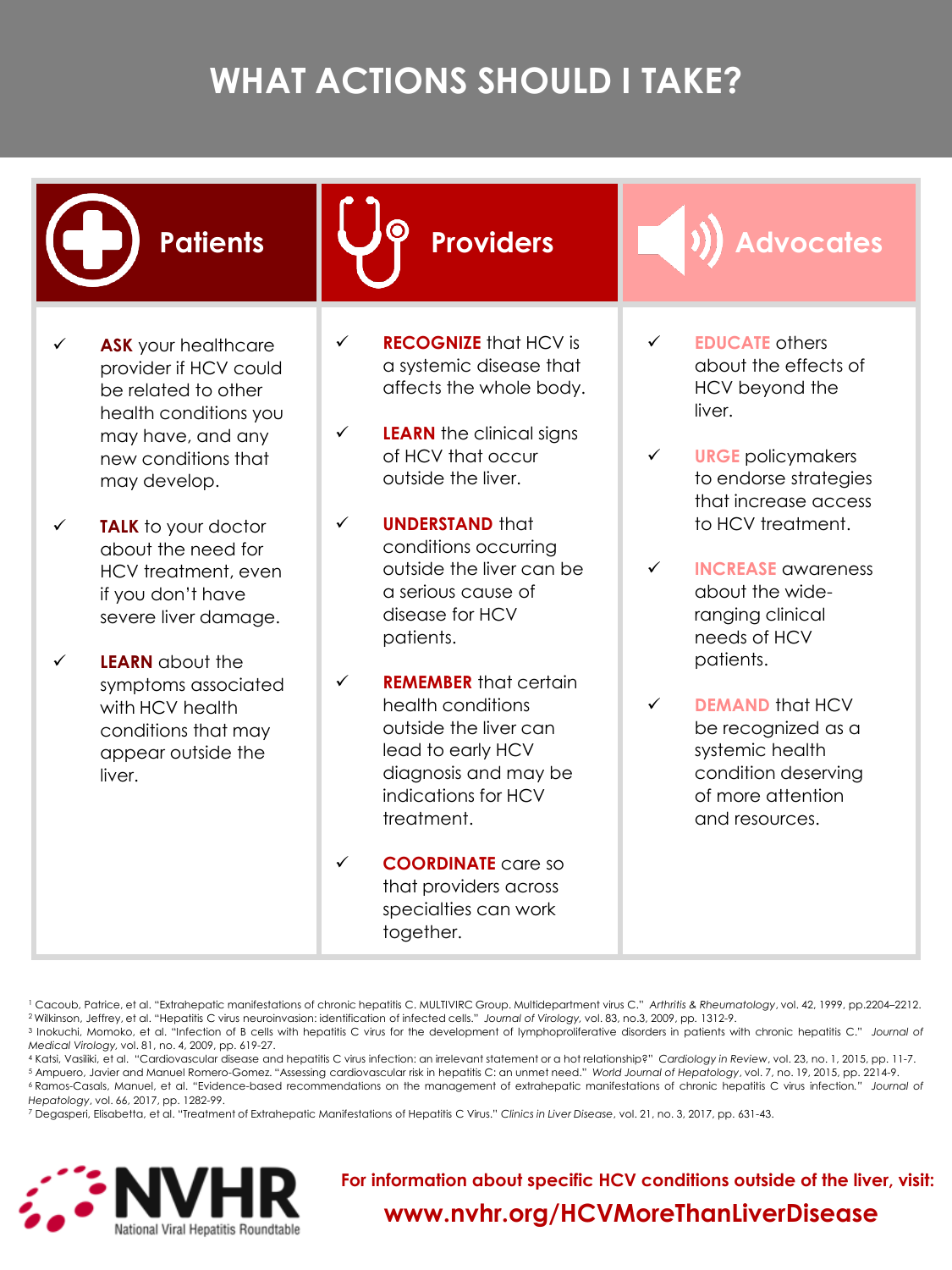# WHAT ACTIONS SHOULD I TAKE?

## Patients

- ✓ **ASK** your healthcare provider if HCV could be related to other health conditions you may have, and any new conditions that may develop.
- ✓ **TALK** to your doctor about the need for HCV treatment, even if you don't have severe liver damage.
- ✓ **LEARN** about the symptoms associated with HCV health conditions that may appear outside the liver.

## Providers

- ✓ **RECOGNIZE** that HCV is a systemic disease that affects the whole body.
- ✓ **LEARN** the clinical signs of HCV that occur outside the liver.
- ✓ **UNDERSTAND** that conditions occurring outside the liver can be a serious cause of disease for HCV patients.
- ✓ **REMEMBER** that certain health conditions outside the liver can lead to early HCV diagnosis and may be indications for HCV treatment.
- ✓ **COORDINATE** care so that providers across specialties can work together.

## Advocates

- ✓ **EDUCATE** others about the effects of HCV beyond the liver.
- ✓ **URGE** policymakers to endorse strategies that increase access to HCV treatment.
- ✓ **INCREASE** awareness about the wide-ranging clinical needs of HCV patients.
- ✓ **DEMAND** that HCV be recognized as a systemic health condition deserving of more attention and resources.

---

[1] Cacoub, Patrice, et al. "Extrahepatic manifestations of chronic hepatitis C. MULTIVIRC Group. Multidepartment virus C." *Arthritis & Rheumatology*, vol. 42, 1999, pp.2204–2212.
[2] Wilkinson, Jeffrey, et al. "Hepatitis C virus neuroinvasion: identification of infected cells." *Journal of Virology*, vol. 83, no.3, 2009, pp. 1312-9.
[3] Inokuchi, Momoko, et al. "Infection of B cells with hepatitis C virus for the development of lymphoproliferative disorders in patients with chronic hepatitis C." *Journal of Medical Virology*, vol. 81, no. 4, 2009, pp. 619-27.
[4] Katsi, Vasiliki, et al. "Cardiovascular disease and hepatitis C virus infection: an irrelevant statement or a hot relationship?" *Cardiology in Review*, vol. 23, no. 1, 2015, pp. 11-7.
[5] Ampuero, Javier and Manuel Romero-Gomez. "Assessing cardiovascular risk in hepatitis C: an unmet need." *World Journal of Hepatology*, vol. 7, no. 19, 2015, pp. 2214-9.
[6] Ramos-Casals, Manuel, et al. "Evidence-based recommendations on the management of extrahepatic manifestations of chronic hepatitis C virus infection." *Journal of Hepatology*, vol. 66, 2017, pp. 1282-99.
[7] Degasperi, Elisabetta, et al. "Treatment of Extrahepatic Manifestations of Hepatitis C Virus." *Clinics in Liver Disease*, vol. 21, no. 3, 2017, pp. 631-43.

NVHR National Viral Hepatitis Roundtable

**For information about specific HCV conditions outside of the liver, visit:**

**www.nvhr.org/HCVMoreThanLiverDisease**